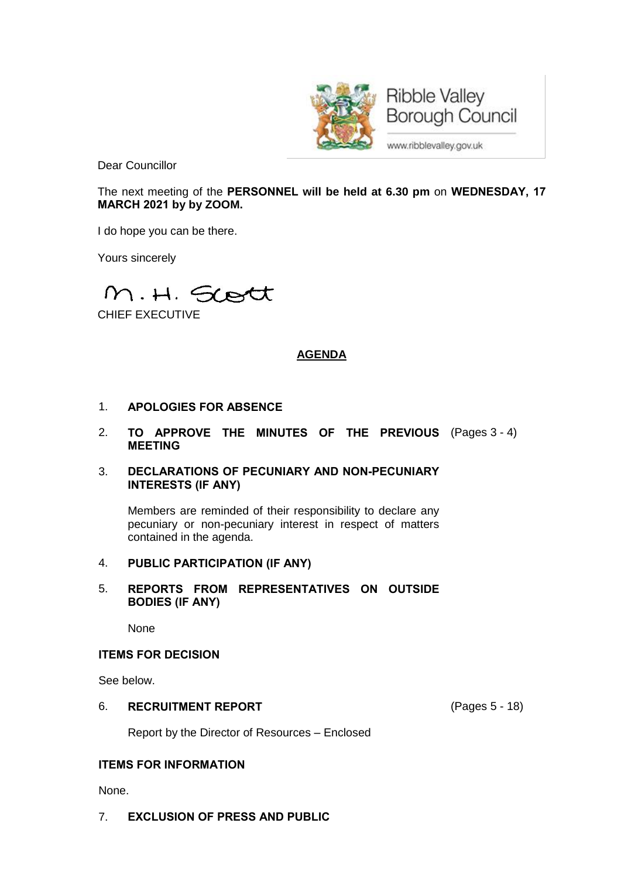Ribble Valley Borough Council

www.ribblevalley.gov.uk

Dear Councillor

The next meeting of the **PERSONNEL will be held at 6.30 pm** on **WEDNESDAY, 17 MARCH 2021 by by ZOOM.**

I do hope you can be there.

Yours sincerely

M. H. Scott

CHIEF EXECUTIVE

## AGENDA

1. **APOLOGIES FOR ABSENCE**

2. **TO APPROVE THE MINUTES OF THE PREVIOUS MEETING** (Pages 3 - 4)

3. **DECLARATIONS OF PECUNIARY AND NON-PECUNIARY INTERESTS (IF ANY)**

   Members are reminded of their responsibility to declare any pecuniary or non-pecuniary interest in respect of matters contained in the agenda.

4. **PUBLIC PARTICIPATION (IF ANY)**

5. **REPORTS FROM REPRESENTATIVES ON OUTSIDE BODIES (IF ANY)**

   None

**ITEMS FOR DECISION**

See below.

6. **RECRUITMENT REPORT** (Pages 5 - 18)

   Report by the Director of Resources – Enclosed

**ITEMS FOR INFORMATION**

None.

7. **EXCLUSION OF PRESS AND PUBLIC**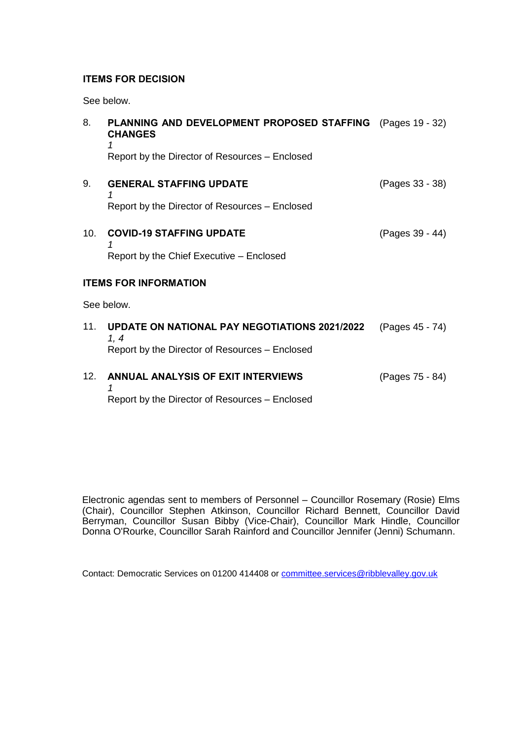**ITEMS FOR DECISION**

See below.

8. **PLANNING AND DEVELOPMENT PROPOSED STAFFING CHANGES** (Pages 19 - 32)
   *1*
   Report by the Director of Resources – Enclosed

9. **GENERAL STAFFING UPDATE** (Pages 33 - 38)
   *1*
   Report by the Director of Resources – Enclosed

10. **COVID-19 STAFFING UPDATE** (Pages 39 - 44)
    *1*
    Report by the Chief Executive – Enclosed

**ITEMS FOR INFORMATION**

See below.

11. **UPDATE ON NATIONAL PAY NEGOTIATIONS 2021/2022** (Pages 45 - 74)
    *1, 4*
    Report by the Director of Resources – Enclosed

12. **ANNUAL ANALYSIS OF EXIT INTERVIEWS** (Pages 75 - 84)
    *1*
    Report by the Director of Resources – Enclosed

Electronic agendas sent to members of Personnel – Councillor Rosemary (Rosie) Elms (Chair), Councillor Stephen Atkinson, Councillor Richard Bennett, Councillor David Berryman, Councillor Susan Bibby (Vice-Chair), Councillor Mark Hindle, Councillor Donna O'Rourke, Councillor Sarah Rainford and Councillor Jennifer (Jenni) Schumann.

Contact: Democratic Services on 01200 414408 or committee.services@ribblevalley.gov.uk